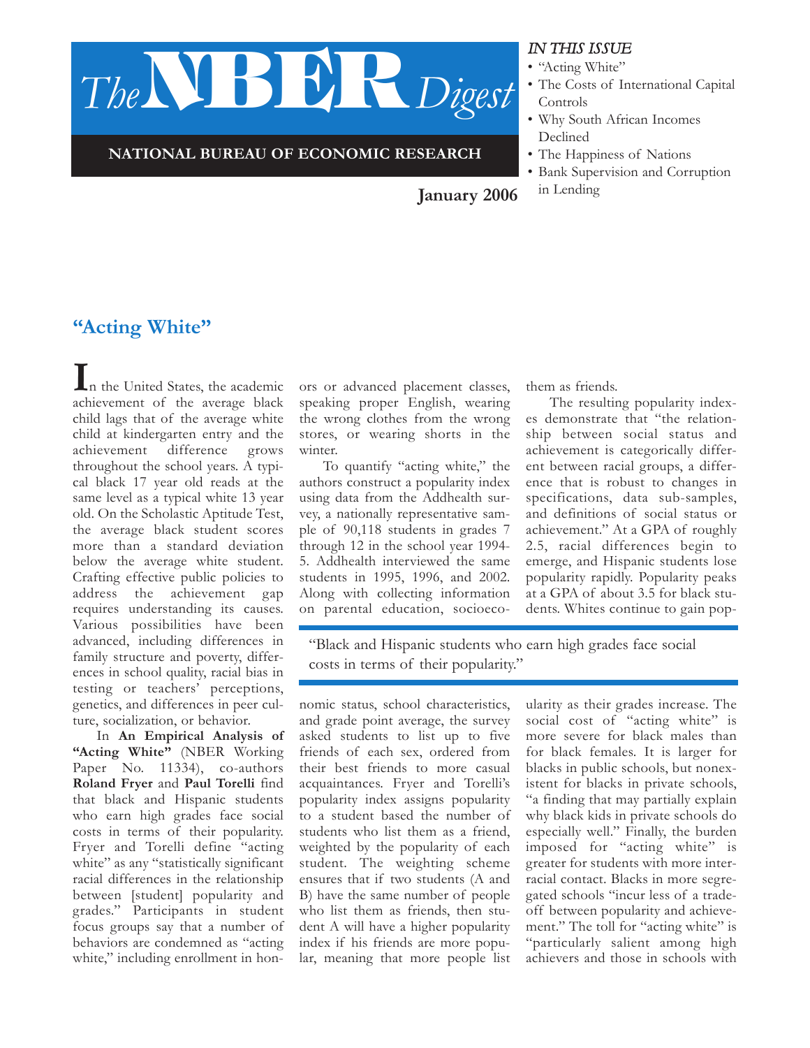# The NBER Digest

**NATIONAL BUREAU OF ECONOMIC RESEARCH**

**January 2006**

*IN THIS ISSUE*

- "Acting White"
- The Costs of International Capital Controls
- Why South African Incomes Declined
- The Happiness of Nations
- Bank Supervision and Corruption in Lending

## "Acting White"

In the United States, the academic achievement of the average black child lags that of the average white child at kindergarten entry and the achievement difference grows throughout the school years. A typical black 17 year old reads at the same level as a typical white 13 year old. On the Scholastic Aptitude Test, the average black student scores more than a standard deviation below the average white student. Crafting effective public policies to address the achievement gap requires understanding its causes. Various possibilities have been advanced, including differences in family structure and poverty, differences in school quality, racial bias in testing or teachers' perceptions, genetics, and differences in peer culture, socialization, or behavior.

In **An Empirical Analysis of "Acting White"** (NBER Working Paper No. 11334), co-authors **Roland Fryer** and **Paul Torelli** find that black and Hispanic students who earn high grades face social costs in terms of their popularity. Fryer and Torelli define "acting white" as any "statistically significant racial differences in the relationship between [student] popularity and grades." Participants in student focus groups say that a number of behaviors are condemned as "acting white," including enrollment in honors or advanced placement classes, speaking proper English, wearing the wrong clothes from the wrong stores, or wearing shorts in the winter.

To quantify "acting white," the authors construct a popularity index using data from the Addhealth survey, a nationally representative sample of 90,118 students in grades 7 through 12 in the school year 1994-5. Addhealth interviewed the same students in 1995, 1996, and 2002. Along with collecting information on parental education, socioeconomic status, school characteristics, and grade point average, the survey asked students to list up to five friends of each sex, ordered from their best friends to more casual acquaintances. Fryer and Torelli's popularity index assigns popularity to a student based the number of students who list them as a friend, weighted by the popularity of each student. The weighting scheme ensures that if two students (A and B) have the same number of people who list them as friends, then student A will have a higher popularity index if his friends are more popular, meaning that more people list them as friends.

> "Black and Hispanic students who earn high grades face social costs in terms of their popularity."

The resulting popularity indexes demonstrate that "the relationship between social status and achievement is categorically different between racial groups, a difference that is robust to changes in specifications, data sub-samples, and definitions of social status or achievement." At a GPA of roughly 2.5, racial differences begin to emerge, and Hispanic students lose popularity rapidly. Popularity peaks at a GPA of about 3.5 for black students. Whites continue to gain popularity as their grades increase. The social cost of "acting white" is more severe for black males than for black females. It is larger for blacks in public schools, but nonexistent for blacks in private schools, "a finding that may partially explain why black kids in private schools do especially well." Finally, the burden imposed for "acting white" is greater for students with more interracial contact. Blacks in more segregated schools "incur less of a tradeoff between popularity and achievement." The toll for "acting white" is "particularly salient among high achievers and those in schools with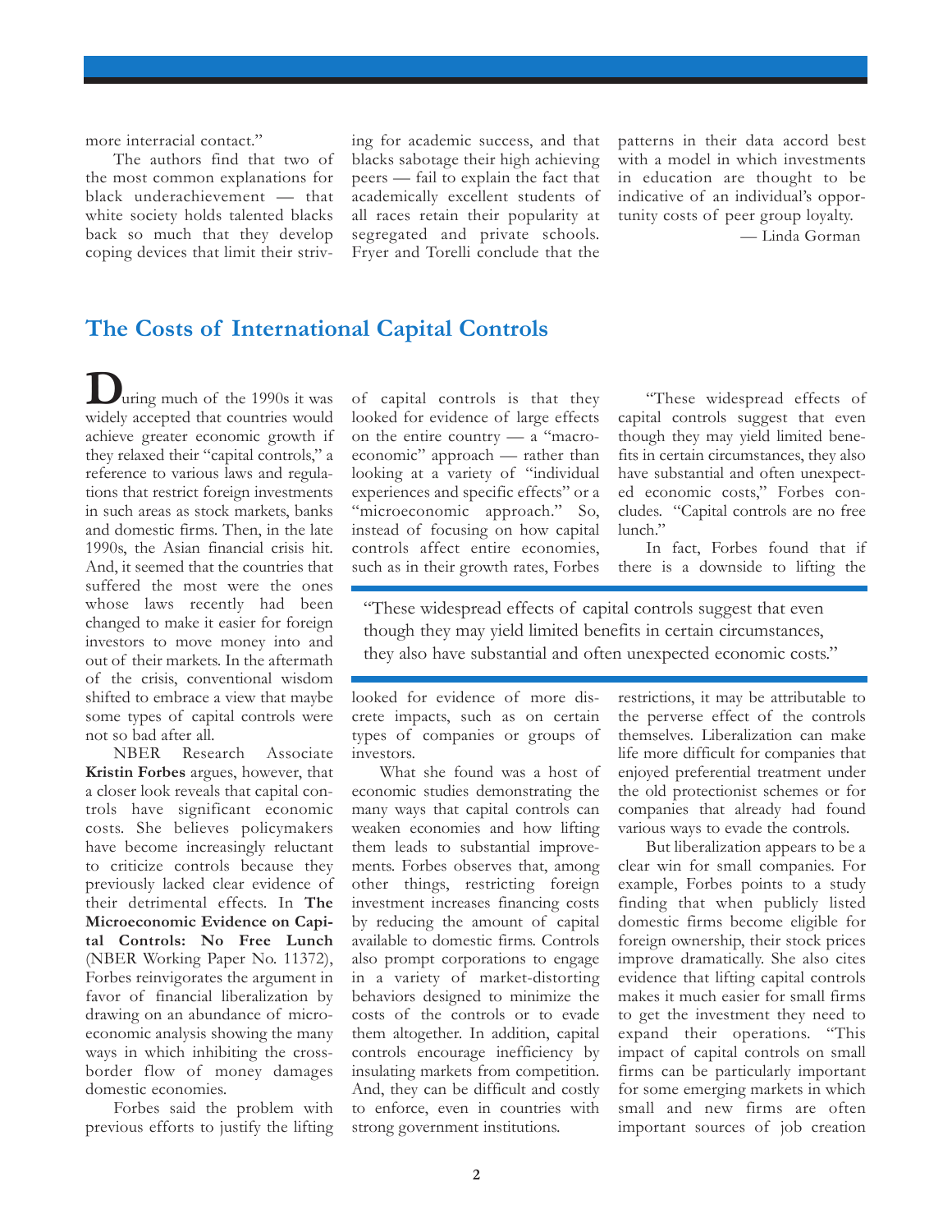more interracial contact."

The authors find that two of the most common explanations for black underachievement — that white society holds talented blacks back so much that they develop coping devices that limit their striving for academic success, and that blacks sabotage their high achieving peers — fail to explain the fact that academically excellent students of all races retain their popularity at segregated and private schools. Fryer and Torelli conclude that the patterns in their data accord best with a model in which investments in education are thought to be indicative of an individual's opportunity costs of peer group loyalty.

— Linda Gorman

## The Costs of International Capital Controls

During much of the 1990s it was widely accepted that countries would achieve greater economic growth if they relaxed their "capital controls," a reference to various laws and regulations that restrict foreign investments in such areas as stock markets, banks and domestic firms. Then, in the late 1990s, the Asian financial crisis hit. And, it seemed that the countries that suffered the most were the ones whose laws recently had been changed to make it easier for foreign investors to move money into and out of their markets. In the aftermath of the crisis, conventional wisdom shifted to embrace a view that maybe some types of capital controls were not so bad after all.

NBER Research Associate **Kristin Forbes** argues, however, that a closer look reveals that capital controls have significant economic costs. She believes policymakers have become increasingly reluctant to criticize controls because they previously lacked clear evidence of their detrimental effects. In **The Microeconomic Evidence on Capital Controls: No Free Lunch** (NBER Working Paper No. 11372), Forbes reinvigorates the argument in favor of financial liberalization by drawing on an abundance of microeconomic analysis showing the many ways in which inhibiting the cross-border flow of money damages domestic economies.

Forbes said the problem with previous efforts to justify the lifting of capital controls is that they looked for evidence of large effects on the entire country — a "macroeconomic" approach — rather than looking at a variety of "individual experiences and specific effects" or a "microeconomic approach." So, instead of focusing on how capital controls affect entire economies, such as in their growth rates, Forbes looked for evidence of more discrete impacts, such as on certain types of companies or groups of investors.

What she found was a host of economic studies demonstrating the many ways that capital controls can weaken economies and how lifting them leads to substantial improvements. Forbes observes that, among other things, restricting foreign investment increases financing costs by reducing the amount of capital available to domestic firms. Controls also prompt corporations to engage in a variety of market-distorting behaviors designed to minimize the costs of the controls or to evade them altogether. In addition, capital controls encourage inefficiency by insulating markets from competition. And, they can be difficult and costly to enforce, even in countries with strong government institutions.

"These widespread effects of capital controls suggest that even though they may yield limited benefits in certain circumstances, they also have substantial and often unexpected economic costs," Forbes concludes. "Capital controls are no free lunch."

> "These widespread effects of capital controls suggest that even though they may yield limited benefits in certain circumstances, they also have substantial and often unexpected economic costs."

In fact, Forbes found that if there is a downside to lifting the restrictions, it may be attributable to the perverse effect of the controls themselves. Liberalization can make life more difficult for companies that enjoyed preferential treatment under the old protectionist schemes or for companies that already had found various ways to evade the controls.

But liberalization appears to be a clear win for small companies. For example, Forbes points to a study finding that when publicly listed domestic firms become eligible for foreign ownership, their stock prices improve dramatically. She also cites evidence that lifting capital controls makes it much easier for small firms to get the investment they need to expand their operations. "This impact of capital controls on small firms can be particularly important for some emerging markets in which small and new firms are often important sources of job creation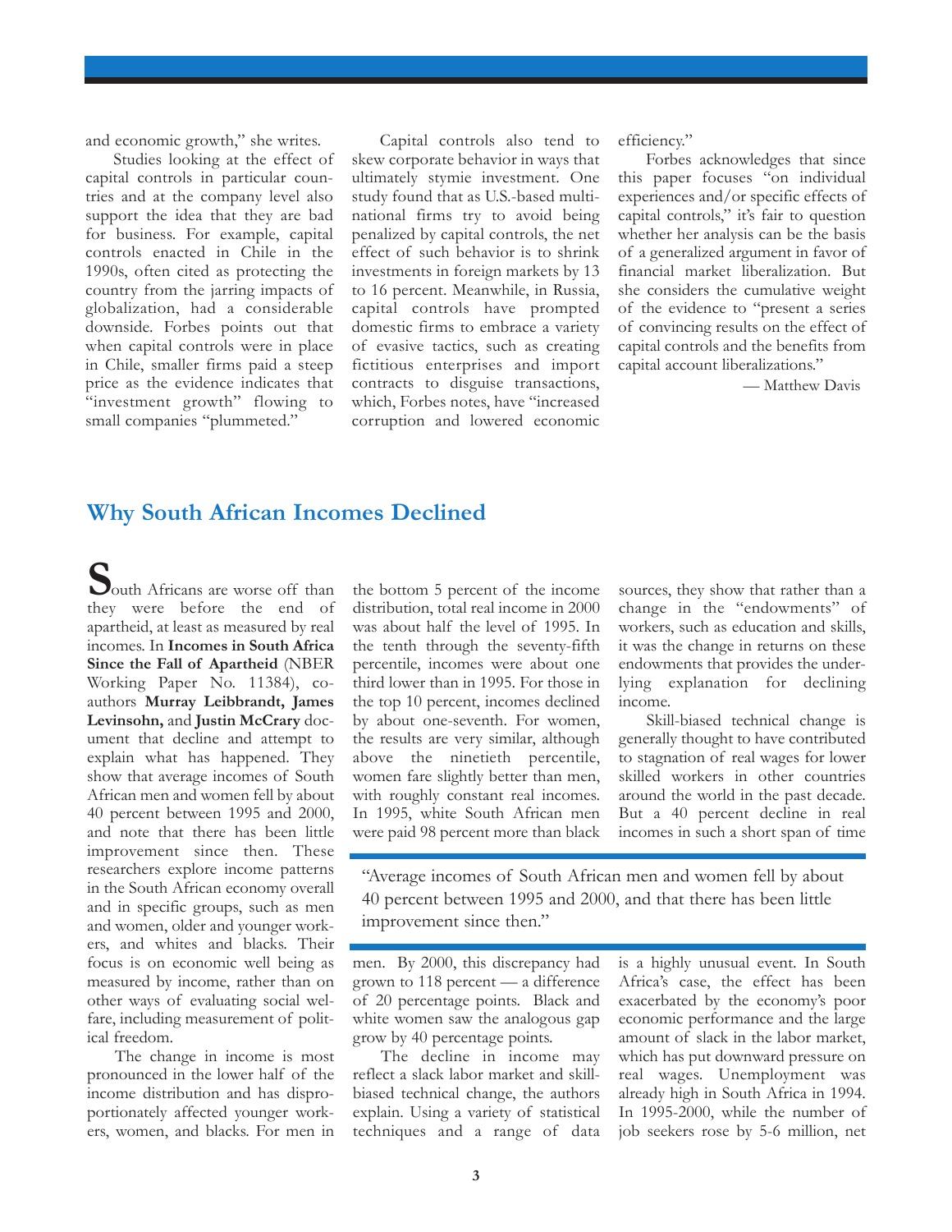and economic growth," she writes.

Studies looking at the effect of capital controls in particular countries and at the company level also support the idea that they are bad for business. For example, capital controls enacted in Chile in the 1990s, often cited as protecting the country from the jarring impacts of globalization, had a considerable downside. Forbes points out that when capital controls were in place in Chile, smaller firms paid a steep price as the evidence indicates that "investment growth" flowing to small companies "plummeted."

Capital controls also tend to skew corporate behavior in ways that ultimately stymie investment. One study found that as U.S.-based multinational firms try to avoid being penalized by capital controls, the net effect of such behavior is to shrink investments in foreign markets by 13 to 16 percent. Meanwhile, in Russia, capital controls have prompted domestic firms to embrace a variety of evasive tactics, such as creating fictitious enterprises and import contracts to disguise transactions, which, Forbes notes, have "increased corruption and lowered economic efficiency."

Forbes acknowledges that since this paper focuses "on individual experiences and/or specific effects of capital controls," it's fair to question whether her analysis can be the basis of a generalized argument in favor of financial market liberalization. But she considers the cumulative weight of the evidence to "present a series of convincing results on the effect of capital controls and the benefits from capital account liberalizations."

— Matthew Davis

## Why South African Incomes Declined

South Africans are worse off than they were before the end of apartheid, at least as measured by real incomes. In **Incomes in South Africa Since the Fall of Apartheid** (NBER Working Paper No. 11384), co-authors **Murray Leibbrandt, James Levinsohn,** and **Justin McCrary** document that decline and attempt to explain what has happened. They show that average incomes of South African men and women fell by about 40 percent between 1995 and 2000, and note that there has been little improvement since then. These researchers explore income patterns in the South African economy overall and in specific groups, such as men and women, older and younger workers, and whites and blacks. Their focus is on economic well being as measured by income, rather than on other ways of evaluating social welfare, including measurement of political freedom.

The change in income is most pronounced in the lower half of the income distribution and has disproportionately affected younger workers, women, and blacks. For men in the bottom 5 percent of the income distribution, total real income in 2000 was about half the level of 1995. In the tenth through the seventy-fifth percentile, incomes were about one third lower than in 1995. For those in the top 10 percent, incomes declined by about one-seventh. For women, the results are very similar, although above the ninetieth percentile, women fare slightly better than men, with roughly constant real incomes. In 1995, white South African men were paid 98 percent more than black men. By 2000, this discrepancy had grown to 118 percent — a difference of 20 percentage points. Black and white women saw the analogous gap grow by 40 percentage points.

> "Average incomes of South African men and women fell by about 40 percent between 1995 and 2000, and that there has been little improvement since then."

The decline in income may reflect a slack labor market and skill-biased technical change, the authors explain. Using a variety of statistical techniques and a range of data sources, they show that rather than a change in the "endowments" of workers, such as education and skills, it was the change in returns on these endowments that provides the underlying explanation for declining income.

Skill-biased technical change is generally thought to have contributed to stagnation of real wages for lower skilled workers in other countries around the world in the past decade. But a 40 percent decline in real incomes in such a short span of time is a highly unusual event. In South Africa's case, the effect has been exacerbated by the economy's poor economic performance and the large amount of slack in the labor market, which has put downward pressure on real wages. Unemployment was already high in South Africa in 1994. In 1995-2000, while the number of job seekers rose by 5-6 million, net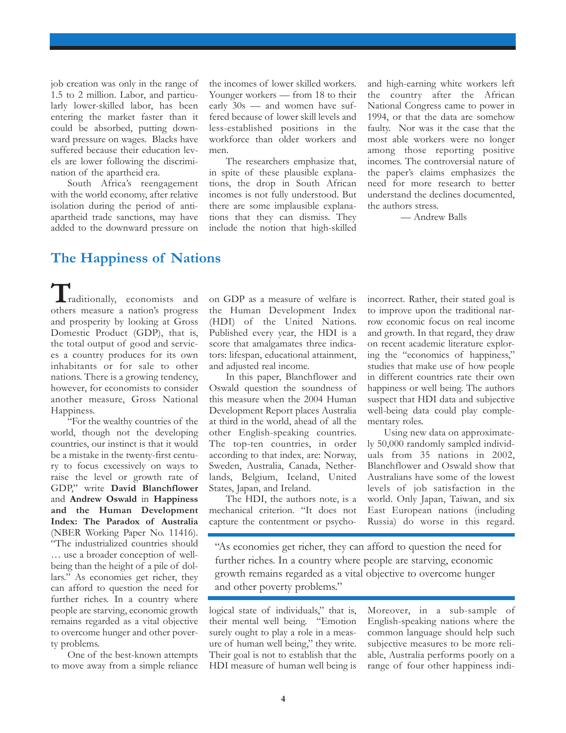job creation was only in the range of 1.5 to 2 million. Labor, and particularly lower-skilled labor, has been entering the market faster than it could be absorbed, putting downward pressure on wages. Blacks have suffered because their education levels are lower following the discrimination of the apartheid era.

South Africa's reengagement with the world economy, after relative isolation during the period of anti-apartheid trade sanctions, may have added to the downward pressure on the incomes of lower skilled workers. Younger workers — from 18 to their early 30s — and women have suffered because of lower skill levels and less-established positions in the workforce than older workers and men.

The researchers emphasize that, in spite of these plausible explanations, the drop in South African incomes is not fully understood. But there are some implausible explanations that they can dismiss. They include the notion that high-skilled and high-earning white workers left the country after the African National Congress came to power in 1994, or that the data are somehow faulty. Nor was it the case that the most able workers were no longer among those reporting positive incomes. The controversial nature of the paper's claims emphasizes the need for more research to better understand the declines documented, the authors stress.

— Andrew Balls

## The Happiness of Nations

Traditionally, economists and others measure a nation's progress and prosperity by looking at Gross Domestic Product (GDP), that is, the total output of good and services a country produces for its own inhabitants or for sale to other nations. There is a growing tendency, however, for economists to consider another measure, Gross National Happiness.

"For the wealthy countries of the world, though not the developing countries, our instinct is that it would be a mistake in the twenty-first century to focus excessively on ways to raise the level or growth rate of GDP," write **David Blanchflower** and **Andrew Oswald** in **Happiness and the Human Development Index: The Paradox of Australia** (NBER Working Paper No. 11416). "The industrialized countries should … use a broader conception of well-being than the height of a pile of dollars." As economies get richer, they can afford to question the need for further riches. In a country where people are starving, economic growth remains regarded as a vital objective to overcome hunger and other poverty problems.

One of the best-known attempts to move away from a simple reliance on GDP as a measure of welfare is the Human Development Index (HDI) of the United Nations. Published every year, the HDI is a score that amalgamates three indicators: lifespan, educational attainment, and adjusted real income.

In this paper, Blanchflower and Oswald question the soundness of this measure when the 2004 Human Development Report places Australia at third in the world, ahead of all the other English-speaking countries. The top-ten countries, in order according to that index, are: Norway, Sweden, Australia, Canada, Netherlands, Belgium, Iceland, United States, Japan, and Ireland.

The HDI, the authors note, is a mechanical criterion. "It does not capture the contentment or psychological state of individuals," that is, their mental well being. "Emotion surely ought to play a role in a measure of human well being," they write. Their goal is not to establish that the HDI measure of human well being is incorrect. Rather, their stated goal is to improve upon the traditional narrow economic focus on real income and growth. In that regard, they draw on recent academic literature exploring the "economics of happiness," studies that make use of how people in different countries rate their own happiness or well being. The authors suspect that HDI data and subjective well-being data could play complementary roles.

> "As economies get richer, they can afford to question the need for further riches. In a country where people are starving, economic growth remains regarded as a vital objective to overcome hunger and other poverty problems."

Using new data on approximately 50,000 randomly sampled individuals from 35 nations in 2002, Blanchflower and Oswald show that Australians have some of the lowest levels of job satisfaction in the world. Only Japan, Taiwan, and six East European nations (including Russia) do worse in this regard. Moreover, in a sub-sample of English-speaking nations where the common language should help such subjective measures to be more reliable, Australia performs poorly on a range of four other happiness indi-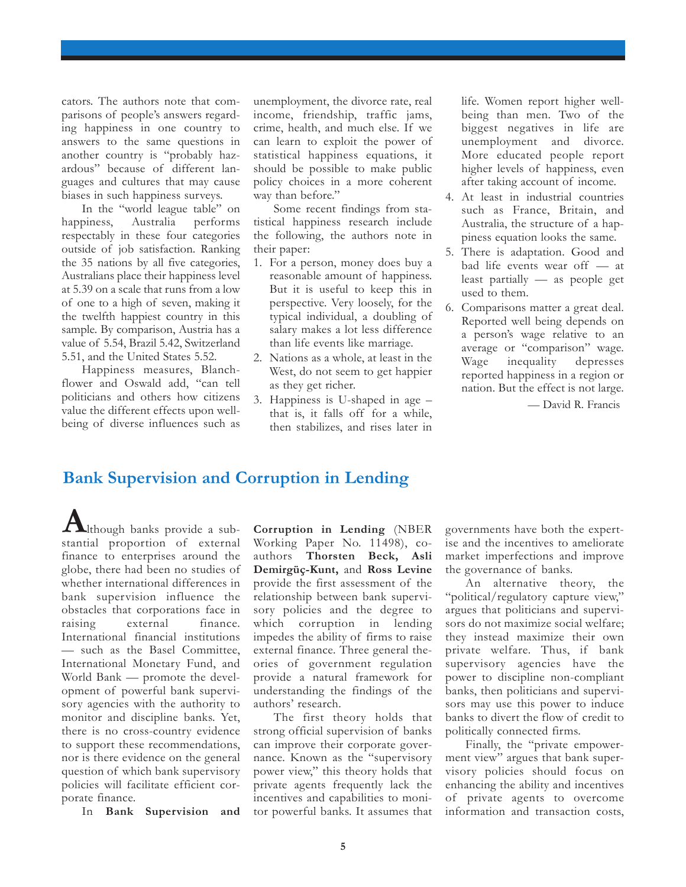cators. The authors note that comparisons of people's answers regarding happiness in one country to answers to the same questions in another country is "probably hazardous" because of different languages and cultures that may cause biases in such happiness surveys.

In the "world league table" on happiness, Australia performs respectably in these four categories outside of job satisfaction. Ranking the 35 nations by all five categories, Australians place their happiness level at 5.39 on a scale that runs from a low of one to a high of seven, making it the twelfth happiest country in this sample. By comparison, Austria has a value of 5.54, Brazil 5.42, Switzerland 5.51, and the United States 5.52.

Happiness measures, Blanchflower and Oswald add, "can tell politicians and others how citizens value the different effects upon well-being of diverse influences such as unemployment, the divorce rate, real income, friendship, traffic jams, crime, health, and much else. If we can learn to exploit the power of statistical happiness equations, it should be possible to make public policy choices in a more coherent way than before."

Some recent findings from statistical happiness research include the following, the authors note in their paper:

1. For a person, money does buy a reasonable amount of happiness. But it is useful to keep this in perspective. Very loosely, for the typical individual, a doubling of salary makes a lot less difference than life events like marriage.
2. Nations as a whole, at least in the West, do not seem to get happier as they get richer.
3. Happiness is U-shaped in age – that is, it falls off for a while, then stabilizes, and rises later in life. Women report higher well-being than men. Two of the biggest negatives in life are unemployment and divorce. More educated people report higher levels of happiness, even after taking account of income.
4. At least in industrial countries such as France, Britain, and Australia, the structure of a happiness equation looks the same.
5. There is adaptation. Good and bad life events wear off — at least partially — as people get used to them.
6. Comparisons matter a great deal. Reported well being depends on a person's wage relative to an average or "comparison" wage. Wage inequality depresses reported happiness in a region or nation. But the effect is not large.

— David R. Francis

## Bank Supervision and Corruption in Lending

Although banks provide a substantial proportion of external finance to enterprises around the globe, there had been no studies of whether international differences in bank supervision influence the obstacles that corporations face in raising external finance. International financial institutions — such as the Basel Committee, International Monetary Fund, and World Bank — promote the development of powerful bank supervisory agencies with the authority to monitor and discipline banks. Yet, there is no cross-country evidence to support these recommendations, nor is there evidence on the general question of which bank supervisory policies will facilitate efficient corporate finance.

In **Bank Supervision and Corruption in Lending** (NBER Working Paper No. 11498), co-authors **Thorsten Beck, Asli Demirgüç-Kunt,** and **Ross Levine** provide the first assessment of the relationship between bank supervisory policies and the degree to which corruption in lending impedes the ability of firms to raise external finance. Three general theories of government regulation provide a natural framework for understanding the findings of the authors' research.

The first theory holds that strong official supervision of banks can improve their corporate governance. Known as the "supervisory power view," this theory holds that private agents frequently lack the incentives and capabilities to monitor powerful banks. It assumes that governments have both the expertise and the incentives to ameliorate market imperfections and improve the governance of banks.

An alternative theory, the "political/regulatory capture view," argues that politicians and supervisors do not maximize social welfare; they instead maximize their own private welfare. Thus, if bank supervisory agencies have the power to discipline non-compliant banks, then politicians and supervisors may use this power to induce banks to divert the flow of credit to politically connected firms.

Finally, the "private empowerment view" argues that bank supervisory policies should focus on enhancing the ability and incentives of private agents to overcome information and transaction costs,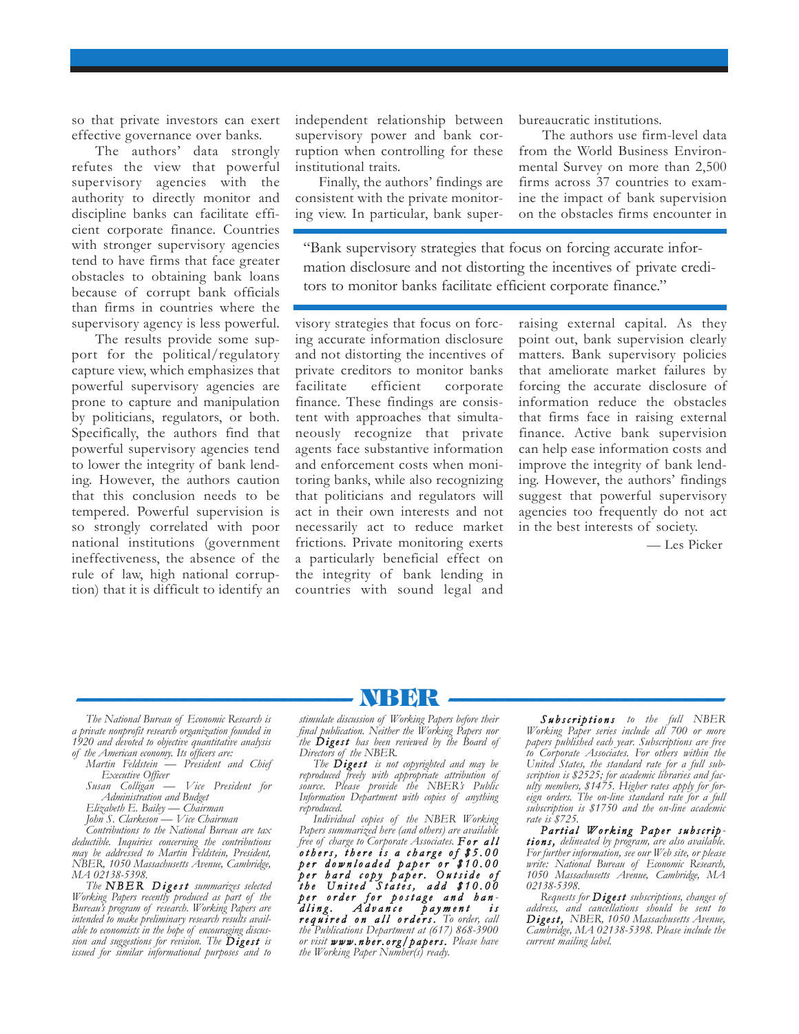so that private investors can exert effective governance over banks.

The authors' data strongly refutes the view that powerful supervisory agencies with the authority to directly monitor and discipline banks can facilitate efficient corporate finance. Countries with stronger supervisory agencies tend to have firms that face greater obstacles to obtaining bank loans because of corrupt bank officials than firms in countries where the supervisory agency is less powerful.

The results provide some support for the political/regulatory capture view, which emphasizes that powerful supervisory agencies are prone to capture and manipulation by politicians, regulators, or both. Specifically, the authors find that powerful supervisory agencies tend to lower the integrity of bank lending. However, the authors caution that this conclusion needs to be tempered. Powerful supervision is so strongly correlated with poor national institutions (government ineffectiveness, the absence of the rule of law, high national corruption) that it is difficult to identify an independent relationship between supervisory power and bank corruption when controlling for these institutional traits.

Finally, the authors' findings are consistent with the private monitoring view. In particular, bank supervisory strategies that focus on forcing accurate information disclosure and not distorting the incentives of private creditors to monitor banks facilitate efficient corporate finance. These findings are consistent with approaches that simultaneously recognize that private agents face substantive information and enforcement costs when monitoring banks, while also recognizing that politicians and regulators will act in their own interests and not necessarily act to reduce market frictions. Private monitoring exerts a particularly beneficial effect on the integrity of bank lending in countries with sound legal and bureaucratic institutions.

> "Bank supervisory strategies that focus on forcing accurate information disclosure and not distorting the incentives of private creditors to monitor banks facilitate efficient corporate finance."

The authors use firm-level data from the World Business Environmental Survey on more than 2,500 firms across 37 countries to examine the impact of bank supervision on the obstacles firms encounter in raising external capital. As they point out, bank supervision clearly matters. Bank supervisory policies that ameliorate market failures by forcing the accurate disclosure of information reduce the obstacles that firms face in raising external finance. Active bank supervision can help ease information costs and improve the integrity of bank lending. However, the authors' findings suggest that powerful supervisory agencies too frequently do not act in the best interests of society.

— Les Picker

---

**NBER**

*The National Bureau of Economic Research is a private nonprofit research organization founded in 1920 and devoted to objective quantitative analysis of the American economy. Its officers are:*

*Martin Feldstein — President and Chief Executive Officer*
*Susan Colligan — Vice President for Administration and Budget*
*Elizabeth E. Bailey — Chairman*
*John S. Clarkeson — Vice Chairman*

*Contributions to the National Bureau are tax deductible. Inquiries concerning the contributions may be addressed to Martin Feldstein, President, NBER, 1050 Massachusetts Avenue, Cambridge, MA 02138-5398.*

*The **NBER Digest** summarizes selected Working Papers recently produced as part of the Bureau's program of research. Working Papers are intended to make preliminary research results available to economists in the hope of encouraging discussion and suggestions for revision. The **Digest** is issued for similar informational purposes and to stimulate discussion of Working Papers before their final publication. Neither the Working Papers nor the **Digest** has been reviewed by the Board of Directors of the NBER.*

*The **Digest** is not copyrighted and may be reproduced freely with appropriate attribution of source. Please provide the NBER's Public Information Department with copies of anything reproduced.*

*Individual copies of the NBER Working Papers summarized here (and others) are available free of charge to Corporate Associates. **For all others, there is a charge of $5.00 per downloaded paper or $10.00 per hard copy paper. Outside of the United States, add $10.00 per order for postage and handling. Advance payment is required on all orders.** To order, call the Publications Department at (617) 868-3900 or visit **www.nber.org/papers.** Please have the Working Paper Number(s) ready.*

***Subscriptions** to the full NBER Working Paper series include all 700 or more papers published each year. Subscriptions are free to Corporate Associates. For others within the United States, the standard rate for a full subscription is $2525; for academic libraries and faculty members, $1475. Higher rates apply for foreign orders. The on-line standard rate for a full subscription is $1750 and the on-line academic rate is $725.*

***Partial Working Paper subscriptions,** delineated by program, are also available. For further information, see our Web site, or please write: National Bureau of Economic Research, 1050 Massachusetts Avenue, Cambridge, MA 02138-5398.*

*Requests for **Digest** subscriptions, changes of address, and cancellations should be sent to **Digest,** NBER, 1050 Massachusetts Avenue, Cambridge, MA 02138-5398. Please include the current mailing label.*